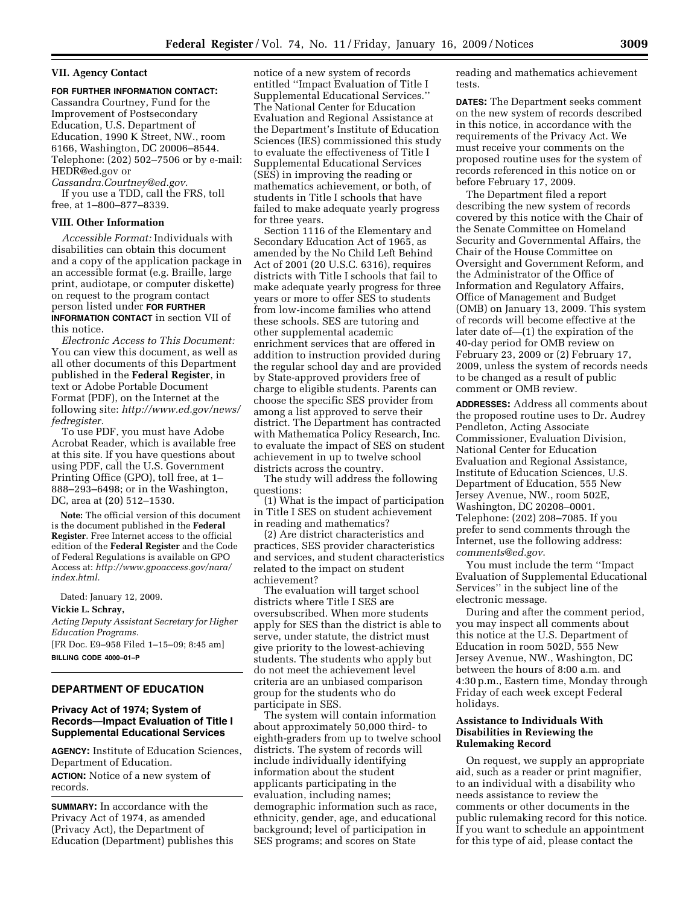## VII. Agency Contact

**FOR FURTHER INFORMATION CONTACT:** Cassandra Courtney, Fund for the Improvement of Postsecondary Education, U.S. Department of Education, 1990 K Street, NW., room 6166, Washington, DC 20006–8544. Telephone: (202) 502–7506 or by e-mail: HEDR@ed.gov or *Cassandra.Courtney@ed.gov.*

If you use a TDD, call the FRS, toll free, at 1–800–877–8339.

## VIII. Other Information

*Accessible Format:* Individuals with disabilities can obtain this document and a copy of the application package in an accessible format (e.g. Braille, large print, audiotape, or computer diskette) on request to the program contact person listed under **FOR FURTHER INFORMATION CONTACT** in section VII of this notice.

*Electronic Access to This Document:* You can view this document, as well as all other documents of this Department published in the **Federal Register**, in text or Adobe Portable Document Format (PDF), on the Internet at the following site: *http://www.ed.gov/news/fedregister.*

To use PDF, you must have Adobe Acrobat Reader, which is available free at this site. If you have questions about using PDF, call the U.S. Government Printing Office (GPO), toll free, at 1–888–293–6498; or in the Washington, DC, area at (20) 512–1530.

**Note:** The official version of this document is the document published in the **Federal Register**. Free Internet access to the official edition of the **Federal Register** and the Code of Federal Regulations is available on GPO Access at: *http://www.gpoaccess.gov/nara/index.html.*

Dated: January 12, 2009.

**Vickie L. Schray,**

*Acting Deputy Assistant Secretary for Higher Education Programs.*

[FR Doc. E9–958 Filed 1–15–09; 8:45 am]

**BILLING CODE 4000–01–P**

---

## DEPARTMENT OF EDUCATION

### Privacy Act of 1974; System of Records—Impact Evaluation of Title I Supplemental Educational Services

**AGENCY:** Institute of Education Sciences, Department of Education.

**ACTION:** Notice of a new system of records.

**SUMMARY:** In accordance with the Privacy Act of 1974, as amended (Privacy Act), the Department of Education (Department) publishes this notice of a new system of records entitled ''Impact Evaluation of Title I Supplemental Educational Services.'' The National Center for Education Evaluation and Regional Assistance at the Department's Institute of Education Sciences (IES) commissioned this study to evaluate the effectiveness of Title I Supplemental Educational Services (SES) in improving the reading or mathematics achievement, or both, of students in Title I schools that have failed to make adequate yearly progress for three years.

Section 1116 of the Elementary and Secondary Education Act of 1965, as amended by the No Child Left Behind Act of 2001 (20 U.S.C. 6316), requires districts with Title I schools that fail to make adequate yearly progress for three years or more to offer SES to students from low-income families who attend these schools. SES are tutoring and other supplemental academic enrichment services that are offered in addition to instruction provided during the regular school day and are provided by State-approved providers free of charge to eligible students. Parents can choose the specific SES provider from among a list approved to serve their district. The Department has contracted with Mathematica Policy Research, Inc. to evaluate the impact of SES on student achievement in up to twelve school districts across the country.

The study will address the following questions:

(1) What is the impact of participation in Title I SES on student achievement in reading and mathematics?

(2) Are district characteristics and practices, SES provider characteristics and services, and student characteristics related to the impact on student achievement?

The evaluation will target school districts where Title I SES are oversubscribed. When more students apply for SES than the district is able to serve, under statute, the district must give priority to the lowest-achieving students. The students who apply but do not meet the achievement level criteria are an unbiased comparison group for the students who do participate in SES.

The system will contain information about approximately 50,000 third- to eighth-graders from up to twelve school districts. The system of records will include individually identifying information about the student applicants participating in the evaluation, including names; demographic information such as race, ethnicity, gender, age, and educational background; level of participation in SES programs; and scores on State reading and mathematics achievement tests.

**DATES:** The Department seeks comment on the new system of records described in this notice, in accordance with the requirements of the Privacy Act. We must receive your comments on the proposed routine uses for the system of records referenced in this notice on or before February 17, 2009.

The Department filed a report describing the new system of records covered by this notice with the Chair of the Senate Committee on Homeland Security and Governmental Affairs, the Chair of the House Committee on Oversight and Government Reform, and the Administrator of the Office of Information and Regulatory Affairs, Office of Management and Budget (OMB) on January 13, 2009. This system of records will become effective at the later date of—(1) the expiration of the 40-day period for OMB review on February 23, 2009 or (2) February 17, 2009, unless the system of records needs to be changed as a result of public comment or OMB review.

**ADDRESSES:** Address all comments about the proposed routine uses to Dr. Audrey Pendleton, Acting Associate Commissioner, Evaluation Division, National Center for Education Evaluation and Regional Assistance, Institute of Education Sciences, U.S. Department of Education, 555 New Jersey Avenue, NW., room 502E, Washington, DC 20208–0001. Telephone: (202) 208–7085. If you prefer to send comments through the Internet, use the following address: *comments@ed.gov*.

You must include the term ''Impact Evaluation of Supplemental Educational Services'' in the subject line of the electronic message.

During and after the comment period, you may inspect all comments about this notice at the U.S. Department of Education in room 502D, 555 New Jersey Avenue, NW., Washington, DC between the hours of 8:00 a.m. and 4:30 p.m., Eastern time, Monday through Friday of each week except Federal holidays.

### Assistance to Individuals With Disabilities in Reviewing the Rulemaking Record

On request, we supply an appropriate aid, such as a reader or print magnifier, to an individual with a disability who needs assistance to review the comments or other documents in the public rulemaking record for this notice. If you want to schedule an appointment for this type of aid, please contact the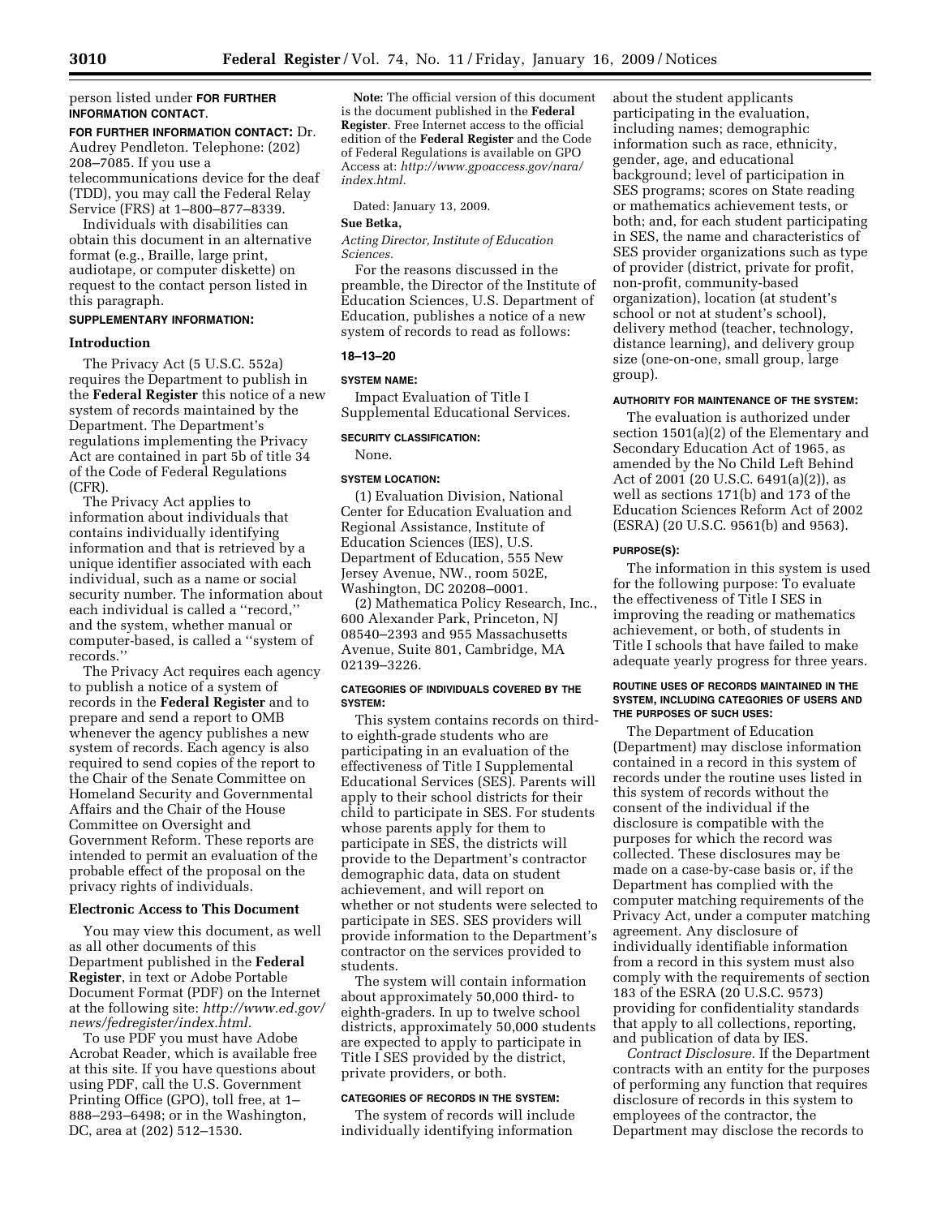person listed under **FOR FURTHER INFORMATION CONTACT**.

**FOR FURTHER INFORMATION CONTACT:** Dr. Audrey Pendleton. Telephone: (202) 208–7085. If you use a telecommunications device for the deaf (TDD), you may call the Federal Relay Service (FRS) at 1–800–877–8339.

Individuals with disabilities can obtain this document in an alternative format (e.g., Braille, large print, audiotape, or computer diskette) on request to the contact person listed in this paragraph.

**SUPPLEMENTARY INFORMATION:**

## Introduction

The Privacy Act (5 U.S.C. 552a) requires the Department to publish in the **Federal Register** this notice of a new system of records maintained by the Department. The Department's regulations implementing the Privacy Act are contained in part 5b of title 34 of the Code of Federal Regulations (CFR).

The Privacy Act applies to information about individuals that contains individually identifying information and that is retrieved by a unique identifier associated with each individual, such as a name or social security number. The information about each individual is called a "record," and the system, whether manual or computer-based, is called a "system of records."

The Privacy Act requires each agency to publish a notice of a system of records in the **Federal Register** and to prepare and send a report to OMB whenever the agency publishes a new system of records. Each agency is also required to send copies of the report to the Chair of the Senate Committee on Homeland Security and Governmental Affairs and the Chair of the House Committee on Oversight and Government Reform. These reports are intended to permit an evaluation of the probable effect of the proposal on the privacy rights of individuals.

## Electronic Access to This Document

You may view this document, as well as all other documents of this Department published in the **Federal Register**, in text or Adobe Portable Document Format (PDF) on the Internet at the following site: *http://www.ed.gov/news/fedregister/index.html.*

To use PDF you must have Adobe Acrobat Reader, which is available free at this site. If you have questions about using PDF, call the U.S. Government Printing Office (GPO), toll free, at 1–888–293–6498; or in the Washington, DC, area at (202) 512–1530.

**Note:** The official version of this document is the document published in the **Federal Register**. Free Internet access to the official edition of the **Federal Register** and the Code of Federal Regulations is available on GPO Access at: *http://www.gpoaccess.gov/nara/index.html.*

Dated: January 13, 2009.

**Sue Betka,**

*Acting Director, Institute of Education Sciences.*

For the reasons discussed in the preamble, the Director of the Institute of Education Sciences, U.S. Department of Education, publishes a notice of a new system of records to read as follows:

**18–13–20**

**SYSTEM NAME:**

Impact Evaluation of Title I Supplemental Educational Services.

**SECURITY CLASSIFICATION:**

None.

**SYSTEM LOCATION:**

(1) Evaluation Division, National Center for Education Evaluation and Regional Assistance, Institute of Education Sciences (IES), U.S. Department of Education, 555 New Jersey Avenue, NW., room 502E, Washington, DC 20208–0001.

(2) Mathematica Policy Research, Inc., 600 Alexander Park, Princeton, NJ 08540–2393 and 955 Massachusetts Avenue, Suite 801, Cambridge, MA 02139–3226.

**CATEGORIES OF INDIVIDUALS COVERED BY THE SYSTEM:**

This system contains records on third- to eighth-grade students who are participating in an evaluation of the effectiveness of Title I Supplemental Educational Services (SES). Parents will apply to their school districts for their child to participate in SES. For students whose parents apply for them to participate in SES, the districts will provide to the Department's contractor demographic data, data on student achievement, and will report on whether or not students were selected to participate in SES. SES providers will provide information to the Department's contractor on the services provided to students.

The system will contain information about approximately 50,000 third- to eighth-graders. In up to twelve school districts, approximately 50,000 students are expected to apply to participate in Title I SES provided by the district, private providers, or both.

**CATEGORIES OF RECORDS IN THE SYSTEM:**

The system of records will include individually identifying information about the student applicants participating in the evaluation, including names; demographic information such as race, ethnicity, gender, age, and educational background; level of participation in SES programs; scores on State reading or mathematics achievement tests, or both; and, for each student participating in SES, the name and characteristics of SES provider organizations such as type of provider (district, private for profit, non-profit, community-based organization), location (at student's school or not at student's school), delivery method (teacher, technology, distance learning), and delivery group size (one-on-one, small group, large group).

**AUTHORITY FOR MAINTENANCE OF THE SYSTEM:**

The evaluation is authorized under section 1501(a)(2) of the Elementary and Secondary Education Act of 1965, as amended by the No Child Left Behind Act of 2001 (20 U.S.C. 6491(a)(2)), as well as sections 171(b) and 173 of the Education Sciences Reform Act of 2002 (ESRA) (20 U.S.C. 9561(b) and 9563).

**PURPOSE(S):**

The information in this system is used for the following purpose: To evaluate the effectiveness of Title I SES in improving the reading or mathematics achievement, or both, of students in Title I schools that have failed to make adequate yearly progress for three years.

**ROUTINE USES OF RECORDS MAINTAINED IN THE SYSTEM, INCLUDING CATEGORIES OF USERS AND THE PURPOSES OF SUCH USES:**

The Department of Education (Department) may disclose information contained in a record in this system of records under the routine uses listed in this system of records without the consent of the individual if the disclosure is compatible with the purposes for which the record was collected. These disclosures may be made on a case-by-case basis or, if the Department has complied with the computer matching requirements of the Privacy Act, under a computer matching agreement. Any disclosure of individually identifiable information from a record in this system must also comply with the requirements of section 183 of the ESRA (20 U.S.C. 9573) providing for confidentiality standards that apply to all collections, reporting, and publication of data by IES.

*Contract Disclosure.* If the Department contracts with an entity for the purposes of performing any function that requires disclosure of records in this system to employees of the contractor, the Department may disclose the records to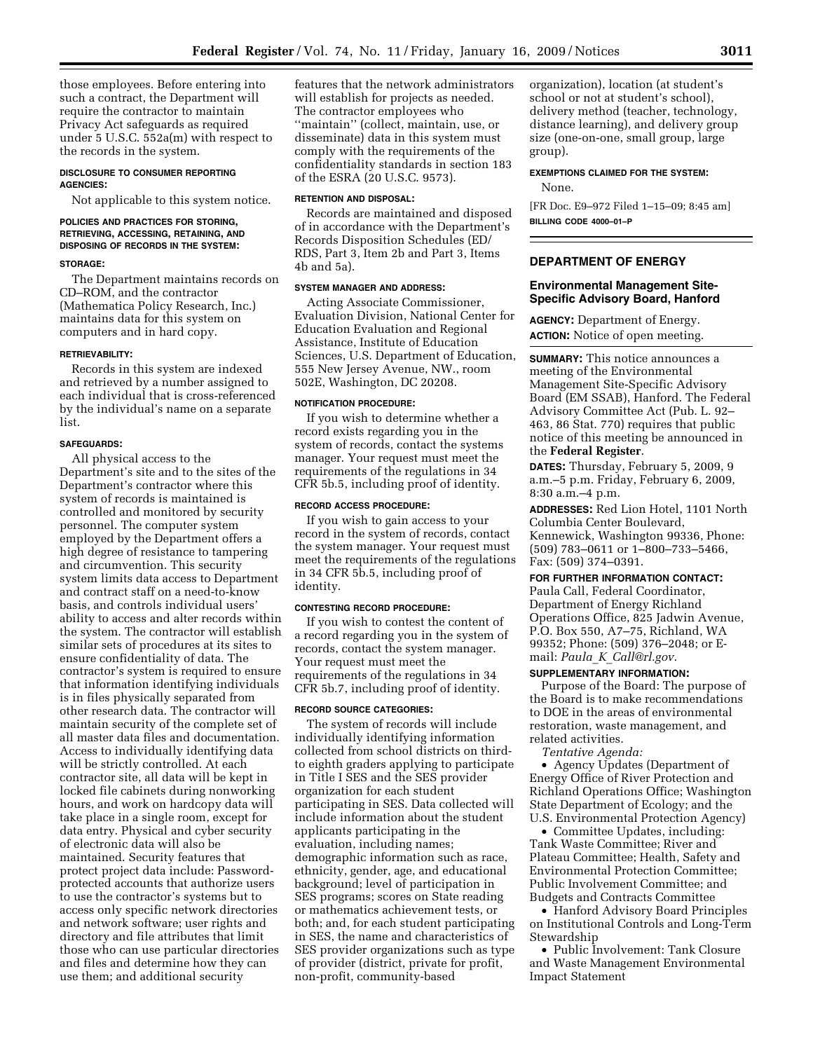those employees. Before entering into such a contract, the Department will require the contractor to maintain Privacy Act safeguards as required under 5 U.S.C. 552a(m) with respect to the records in the system.

#### DISCLOSURE TO CONSUMER REPORTING AGENCIES:

Not applicable to this system notice.

#### POLICIES AND PRACTICES FOR STORING, RETRIEVING, ACCESSING, RETAINING, AND DISPOSING OF RECORDS IN THE SYSTEM:

#### STORAGE:

The Department maintains records on CD–ROM, and the contractor (Mathematica Policy Research, Inc.) maintains data for this system on computers and in hard copy.

#### RETRIEVABILITY:

Records in this system are indexed and retrieved by a number assigned to each individual that is cross-referenced by the individual's name on a separate list.

#### SAFEGUARDS:

All physical access to the Department's site and to the sites of the Department's contractor where this system of records is maintained is controlled and monitored by security personnel. The computer system employed by the Department offers a high degree of resistance to tampering and circumvention. This security system limits data access to Department and contract staff on a need-to-know basis, and controls individual users' ability to access and alter records within the system. The contractor will establish similar sets of procedures at its sites to ensure confidentiality of data. The contractor's system is required to ensure that information identifying individuals is in files physically separated from other research data. The contractor will maintain security of the complete set of all master data files and documentation. Access to individually identifying data will be strictly controlled. At each contractor site, all data will be kept in locked file cabinets during nonworking hours, and work on hardcopy data will take place in a single room, except for data entry. Physical and cyber security of electronic data will also be maintained. Security features that protect project data include: Password-protected accounts that authorize users to use the contractor's systems but to access only specific network directories and network software; user rights and directory and file attributes that limit those who can use particular directories and files and determine how they can use them; and additional security features that the network administrators will establish for projects as needed. The contractor employees who ''maintain'' (collect, maintain, use, or disseminate) data in this system must comply with the requirements of the confidentiality standards in section 183 of the ESRA (20 U.S.C. 9573).

#### RETENTION AND DISPOSAL:

Records are maintained and disposed of in accordance with the Department's Records Disposition Schedules (ED/RDS, Part 3, Item 2b and Part 3, Items 4b and 5a).

#### SYSTEM MANAGER AND ADDRESS:

Acting Associate Commissioner, Evaluation Division, National Center for Education Evaluation and Regional Assistance, Institute of Education Sciences, U.S. Department of Education, 555 New Jersey Avenue, NW., room 502E, Washington, DC 20208.

#### NOTIFICATION PROCEDURE:

If you wish to determine whether a record exists regarding you in the system of records, contact the systems manager. Your request must meet the requirements of the regulations in 34 CFR 5b.5, including proof of identity.

#### RECORD ACCESS PROCEDURE:

If you wish to gain access to your record in the system of records, contact the system manager. Your request must meet the requirements of the regulations in 34 CFR 5b.5, including proof of identity.

#### CONTESTING RECORD PROCEDURE:

If you wish to contest the content of a record regarding you in the system of records, contact the system manager. Your request must meet the requirements of the regulations in 34 CFR 5b.7, including proof of identity.

#### RECORD SOURCE CATEGORIES:

The system of records will include individually identifying information collected from school districts on third- to eighth graders applying to participate in Title I SES and the SES provider organization for each student participating in SES. Data collected will include information about the student applicants participating in the evaluation, including names; demographic information such as race, ethnicity, gender, age, and educational background; level of participation in SES programs; scores on State reading or mathematics achievement tests, or both; and, for each student participating in SES, the name and characteristics of SES provider organizations such as type of provider (district, private for profit, non-profit, community-based organization), location (at student's school or not at student's school), delivery method (teacher, technology, distance learning), and delivery group size (one-on-one, small group, large group).

#### EXEMPTIONS CLAIMED FOR THE SYSTEM:

None.

[FR Doc. E9–972 Filed 1–15–09; 8:45 am]

**BILLING CODE 4000–01–P**

## DEPARTMENT OF ENERGY

### Environmental Management Site-Specific Advisory Board, Hanford

**AGENCY:** Department of Energy.

**ACTION:** Notice of open meeting.

**SUMMARY:** This notice announces a meeting of the Environmental Management Site-Specific Advisory Board (EM SSAB), Hanford. The Federal Advisory Committee Act (Pub. L. 92–463, 86 Stat. 770) requires that public notice of this meeting be announced in the **Federal Register**.

**DATES:** Thursday, February 5, 2009, 9 a.m.–5 p.m. Friday, February 6, 2009, 8:30 a.m.–4 p.m.

**ADDRESSES:** Red Lion Hotel, 1101 North Columbia Center Boulevard, Kennewick, Washington 99336, Phone: (509) 783–0611 or 1–800–733–5466, Fax: (509) 374–0391.

**FOR FURTHER INFORMATION CONTACT:** Paula Call, Federal Coordinator, Department of Energy Richland Operations Office, 825 Jadwin Avenue, P.O. Box 550, A7–75, Richland, WA 99352; Phone: (509) 376–2048; or E-mail: *Paula_K_Call@rl.gov*.

**SUPPLEMENTARY INFORMATION:**

Purpose of the Board: The purpose of the Board is to make recommendations to DOE in the areas of environmental restoration, waste management, and related activities.

*Tentative Agenda:*

- Agency Updates (Department of Energy Office of River Protection and Richland Operations Office; Washington State Department of Ecology; and the U.S. Environmental Protection Agency)
- Committee Updates, including: Tank Waste Committee; River and Plateau Committee; Health, Safety and Environmental Protection Committee; Public Involvement Committee; and Budgets and Contracts Committee
- Hanford Advisory Board Principles on Institutional Controls and Long-Term Stewardship
- Public Involvement: Tank Closure and Waste Management Environmental Impact Statement